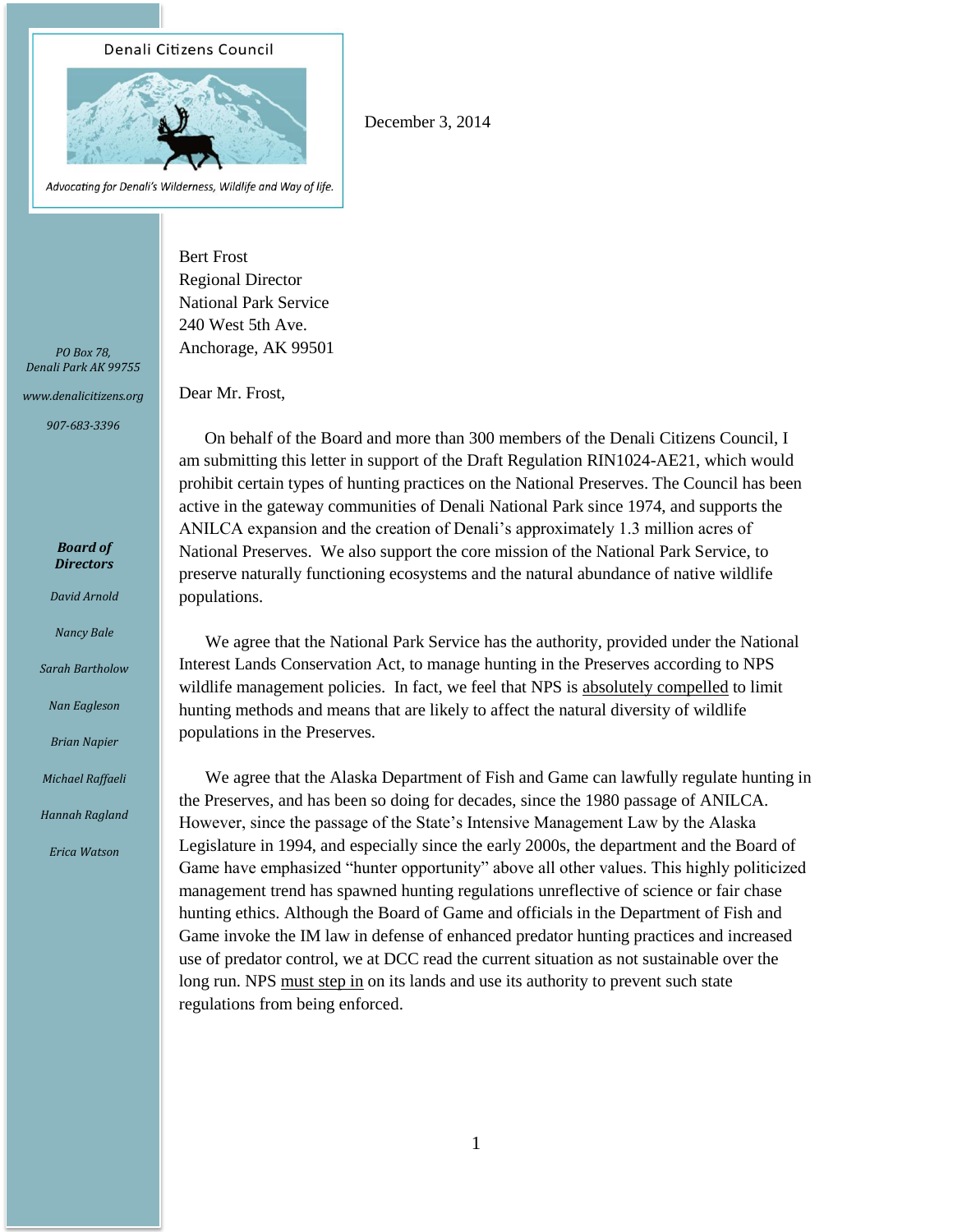Denali Citizens Council

*Advocating for Denali's Wilderness, Wildlife and Way of life.*

*PO Box 78,*
*Denali Park AK 99755*

*www.denalicitizens.org*

*907-683-3396*

***Board of Directors***

*David Arnold*

*Nancy Bale*

*Sarah Bartholow*

*Nan Eagleson*

*Brian Napier*

*Michael Raffaeli*

*Hannah Ragland*

*Erica Watson*

December 3, 2014

Bert Frost
Regional Director
National Park Service
240 West 5th Ave.
Anchorage, AK 99501

Dear Mr. Frost,

On behalf of the Board and more than 300 members of the Denali Citizens Council, I am submitting this letter in support of the Draft Regulation RIN1024-AE21, which would prohibit certain types of hunting practices on the National Preserves. The Council has been active in the gateway communities of Denali National Park since 1974, and supports the ANILCA expansion and the creation of Denali's approximately 1.3 million acres of National Preserves. We also support the core mission of the National Park Service, to preserve naturally functioning ecosystems and the natural abundance of native wildlife populations.

We agree that the National Park Service has the authority, provided under the National Interest Lands Conservation Act, to manage hunting in the Preserves according to NPS wildlife management policies. In fact, we feel that NPS is <u>absolutely compelled</u> to limit hunting methods and means that are likely to affect the natural diversity of wildlife populations in the Preserves.

We agree that the Alaska Department of Fish and Game can lawfully regulate hunting in the Preserves, and has been so doing for decades, since the 1980 passage of ANILCA. However, since the passage of the State's Intensive Management Law by the Alaska Legislature in 1994, and especially since the early 2000s, the department and the Board of Game have emphasized "hunter opportunity" above all other values. This highly politicized management trend has spawned hunting regulations unreflective of science or fair chase hunting ethics. Although the Board of Game and officials in the Department of Fish and Game invoke the IM law in defense of enhanced predator hunting practices and increased use of predator control, we at DCC read the current situation as not sustainable over the long run. NPS <u>must step in</u> on its lands and use its authority to prevent such state regulations from being enforced.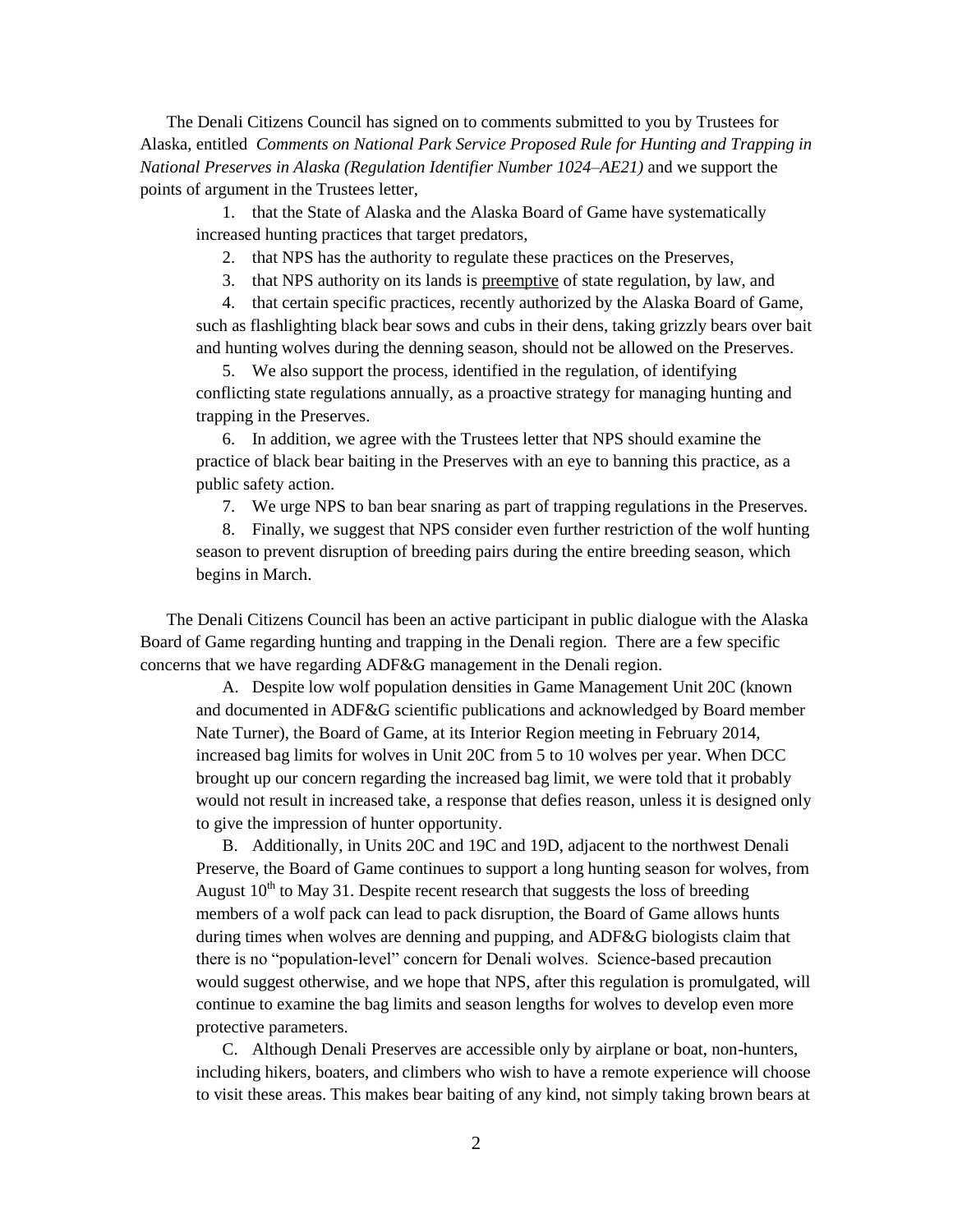The Denali Citizens Council has signed on to comments submitted to you by Trustees for Alaska, entitled *Comments on National Park Service Proposed Rule for Hunting and Trapping in National Preserves in Alaska (Regulation Identifier Number 1024–AE21)* and we support the points of argument in the Trustees letter,

1. that the State of Alaska and the Alaska Board of Game have systematically increased hunting practices that target predators,
2. that NPS has the authority to regulate these practices on the Preserves,
3. that NPS authority on its lands is <u>preemptive</u> of state regulation, by law, and
4. that certain specific practices, recently authorized by the Alaska Board of Game, such as flashlighting black bear sows and cubs in their dens, taking grizzly bears over bait and hunting wolves during the denning season, should not be allowed on the Preserves.
5. We also support the process, identified in the regulation, of identifying conflicting state regulations annually, as a proactive strategy for managing hunting and trapping in the Preserves.
6. In addition, we agree with the Trustees letter that NPS should examine the practice of black bear baiting in the Preserves with an eye to banning this practice, as a public safety action.
7. We urge NPS to ban bear snaring as part of trapping regulations in the Preserves.
8. Finally, we suggest that NPS consider even further restriction of the wolf hunting season to prevent disruption of breeding pairs during the entire breeding season, which begins in March.

The Denali Citizens Council has been an active participant in public dialogue with the Alaska Board of Game regarding hunting and trapping in the Denali region. There are a few specific concerns that we have regarding ADF&G management in the Denali region.

A. Despite low wolf population densities in Game Management Unit 20C (known and documented in ADF&G scientific publications and acknowledged by Board member Nate Turner), the Board of Game, at its Interior Region meeting in February 2014, increased bag limits for wolves in Unit 20C from 5 to 10 wolves per year. When DCC brought up our concern regarding the increased bag limit, we were told that it probably would not result in increased take, a response that defies reason, unless it is designed only to give the impression of hunter opportunity.

B. Additionally, in Units 20C and 19C and 19D, adjacent to the northwest Denali Preserve, the Board of Game continues to support a long hunting season for wolves, from August 10th to May 31. Despite recent research that suggests the loss of breeding members of a wolf pack can lead to pack disruption, the Board of Game allows hunts during times when wolves are denning and pupping, and ADF&G biologists claim that there is no "population-level" concern for Denali wolves. Science-based precaution would suggest otherwise, and we hope that NPS, after this regulation is promulgated, will continue to examine the bag limits and season lengths for wolves to develop even more protective parameters.

C. Although Denali Preserves are accessible only by airplane or boat, non-hunters, including hikers, boaters, and climbers who wish to have a remote experience will choose to visit these areas. This makes bear baiting of any kind, not simply taking brown bears at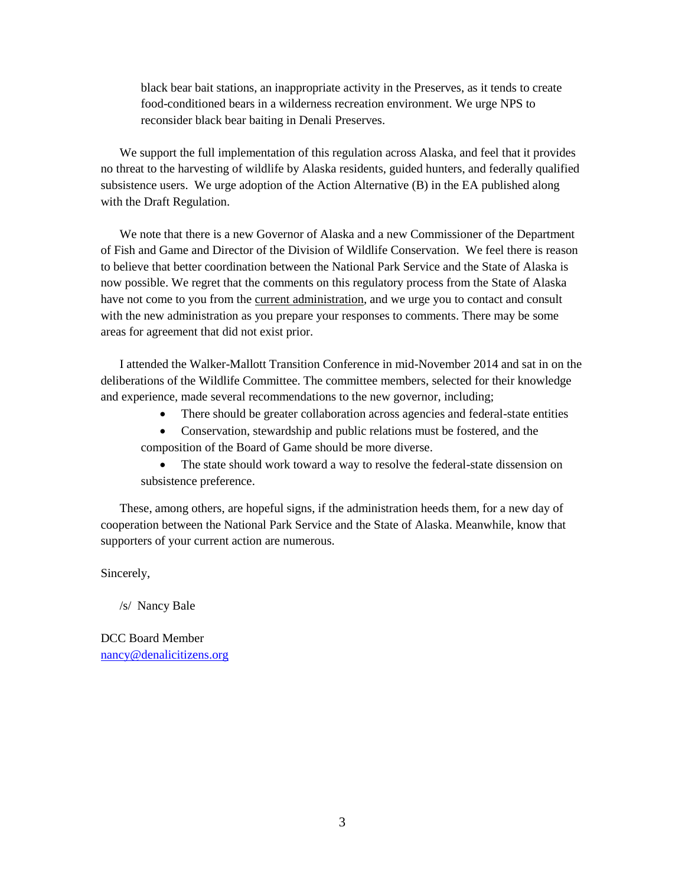black bear bait stations, an inappropriate activity in the Preserves, as it tends to create food-conditioned bears in a wilderness recreation environment. We urge NPS to reconsider black bear baiting in Denali Preserves.

We support the full implementation of this regulation across Alaska, and feel that it provides no threat to the harvesting of wildlife by Alaska residents, guided hunters, and federally qualified subsistence users. We urge adoption of the Action Alternative (B) in the EA published along with the Draft Regulation.

We note that there is a new Governor of Alaska and a new Commissioner of the Department of Fish and Game and Director of the Division of Wildlife Conservation. We feel there is reason to believe that better coordination between the National Park Service and the State of Alaska is now possible. We regret that the comments on this regulatory process from the State of Alaska have not come to you from the current administration, and we urge you to contact and consult with the new administration as you prepare your responses to comments. There may be some areas for agreement that did not exist prior.

I attended the Walker-Mallott Transition Conference in mid-November 2014 and sat in on the deliberations of the Wildlife Committee. The committee members, selected for their knowledge and experience, made several recommendations to the new governor, including;

- There should be greater collaboration across agencies and federal-state entities
- Conservation, stewardship and public relations must be fostered, and the composition of the Board of Game should be more diverse.
- The state should work toward a way to resolve the federal-state dissension on subsistence preference.

These, among others, are hopeful signs, if the administration heeds them, for a new day of cooperation between the National Park Service and the State of Alaska. Meanwhile, know that supporters of your current action are numerous.

Sincerely,

/s/ Nancy Bale

DCC Board Member
nancy@denalicitizens.org